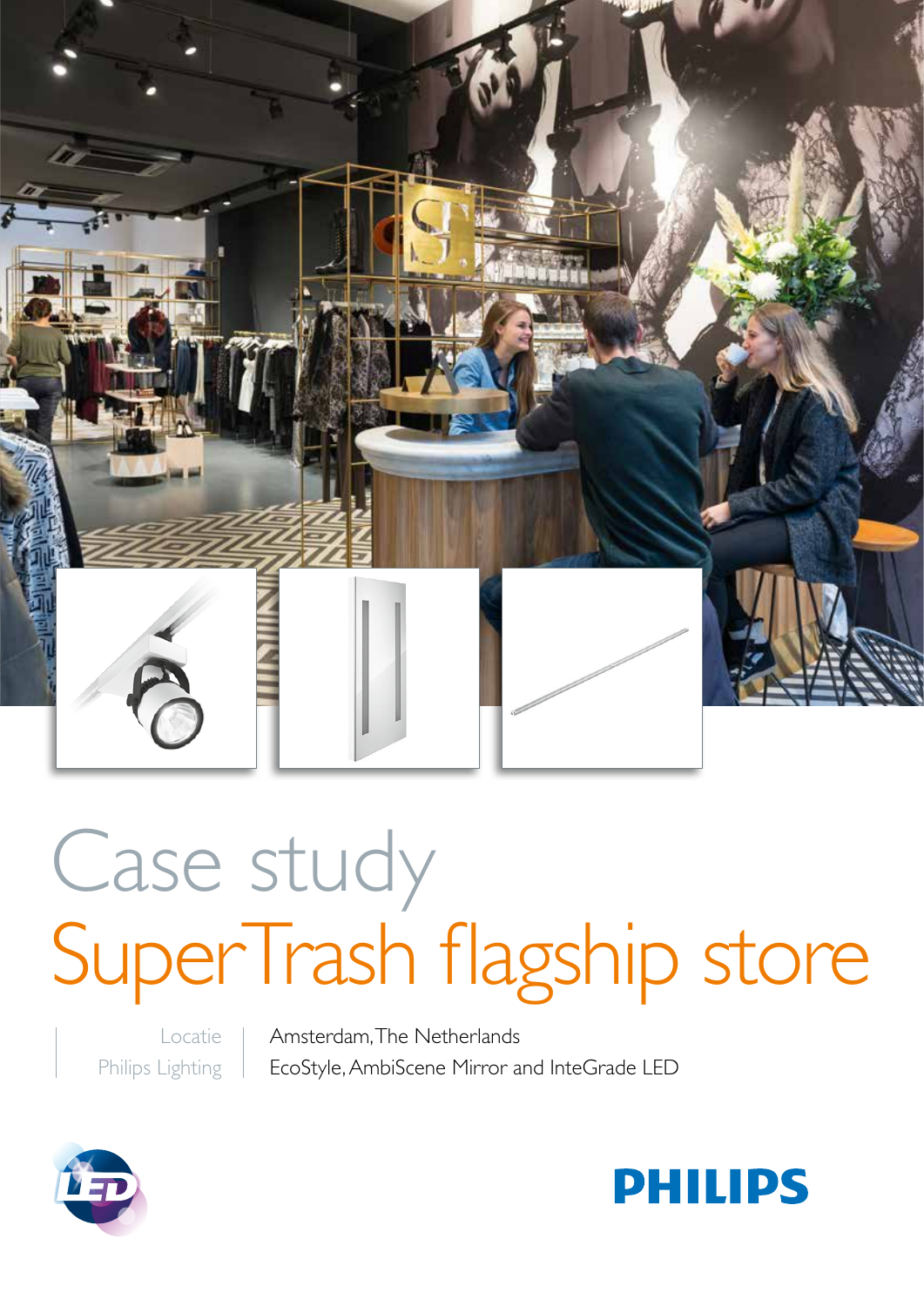# Case study

# SuperTrash flagship store

| Locatie | Amsterdam, The Netherlands |
| --- | --- |
| Philips Lighting | EcoStyle, AmbiScene Mirror and InteGrade LED |

PHILIPS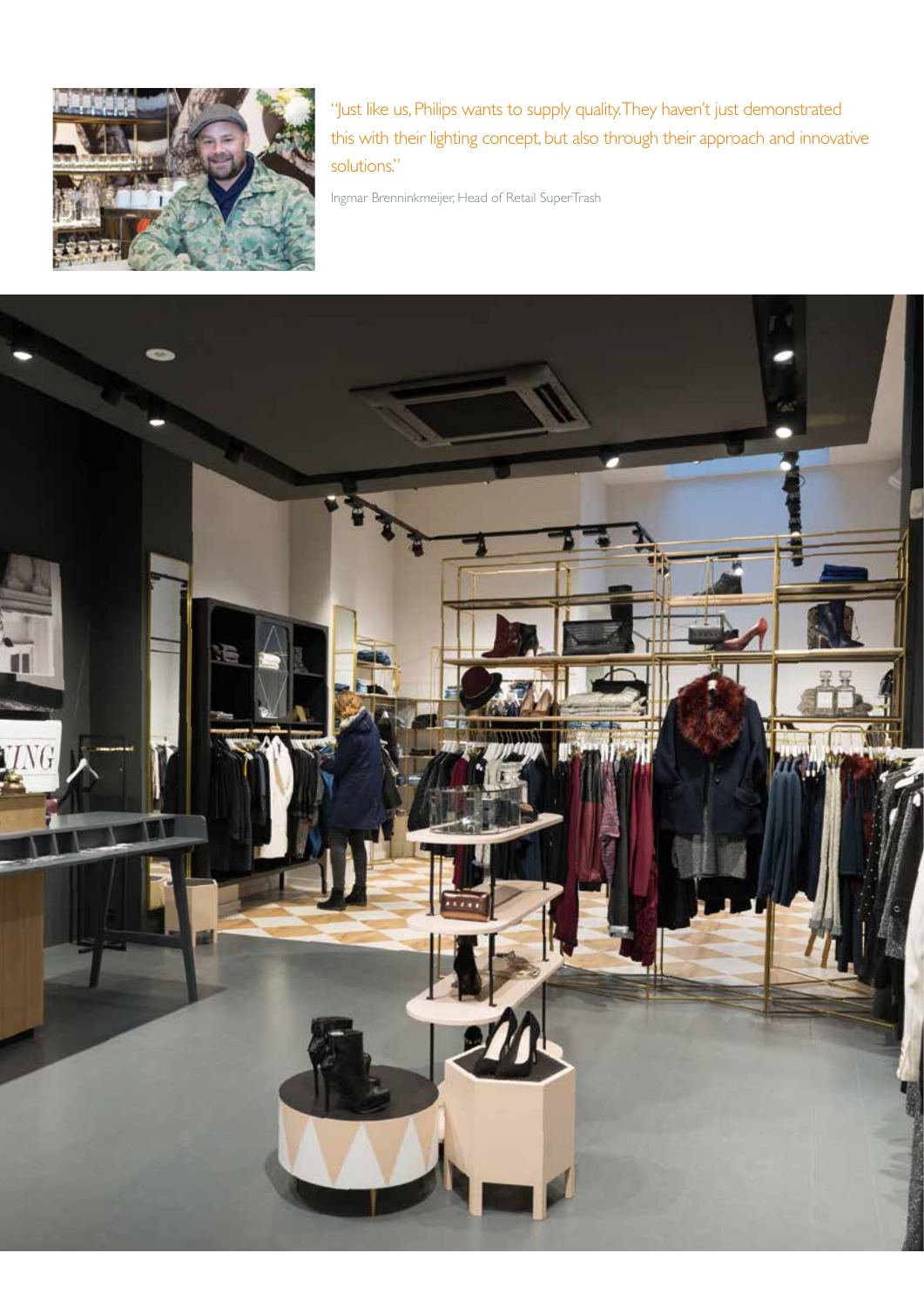"Just like us, Philips wants to supply quality. They haven't just demonstrated this with their lighting concept, but also through their approach and innovative solutions."

Ingmar Brenninkmeijer, Head of Retail SuperTrash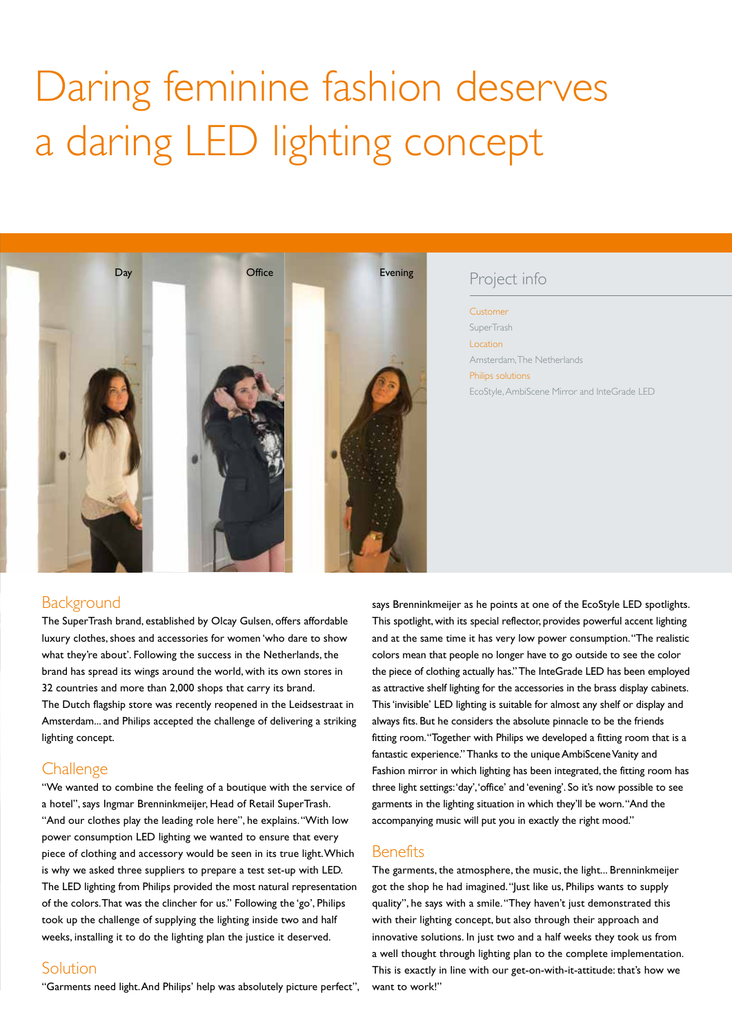# Daring feminine fashion deserves a daring LED lighting concept

Day

Office

Evening

## Project info

**Customer**

SuperTrash

**Location**

Amsterdam, The Netherlands

**Philips solutions**

EcoStyle, AmbiScene Mirror and InteGrade LED

## Background

The SuperTrash brand, established by Olcay Gulsen, offers affordable luxury clothes, shoes and accessories for women 'who dare to show what they're about'. Following the success in the Netherlands, the brand has spread its wings around the world, with its own stores in 32 countries and more than 2,000 shops that carry its brand. The Dutch flagship store was recently reopened in the Leidsestraat in Amsterdam... and Philips accepted the challenge of delivering a striking lighting concept.

## Challenge

"We wanted to combine the feeling of a boutique with the service of a hotel", says Ingmar Brenninkmeijer, Head of Retail SuperTrash. "And our clothes play the leading role here", he explains. "With low power consumption LED lighting we wanted to ensure that every piece of clothing and accessory would be seen in its true light. Which is why we asked three suppliers to prepare a test set-up with LED. The LED lighting from Philips provided the most natural representation of the colors. That was the clincher for us." Following the 'go', Philips took up the challenge of supplying the lighting inside two and half weeks, installing it to do the lighting plan the justice it deserved.

## Solution

"Garments need light. And Philips' help was absolutely picture perfect", says Brenninkmeijer as he points at one of the EcoStyle LED spotlights. This spotlight, with its special reflector, provides powerful accent lighting and at the same time it has very low power consumption. "The realistic colors mean that people no longer have to go outside to see the color the piece of clothing actually has." The InteGrade LED has been employed as attractive shelf lighting for the accessories in the brass display cabinets. This 'invisible' LED lighting is suitable for almost any shelf or display and always fits. But he considers the absolute pinnacle to be the friends fitting room. "Together with Philips we developed a fitting room that is a fantastic experience." Thanks to the unique AmbiScene Vanity and Fashion mirror in which lighting has been integrated, the fitting room has three light settings: 'day', 'office' and 'evening'. So it's now possible to see garments in the lighting situation in which they'll be worn. "And the accompanying music will put you in exactly the right mood."

## Benefits

The garments, the atmosphere, the music, the light... Brenninkmeijer got the shop he had imagined. "Just like us, Philips wants to supply quality", he says with a smile. "They haven't just demonstrated this with their lighting concept, but also through their approach and innovative solutions. In just two and a half weeks they took us from a well thought through lighting plan to the complete implementation. This is exactly in line with our get-on-with-it-attitude: that's how we want to work!"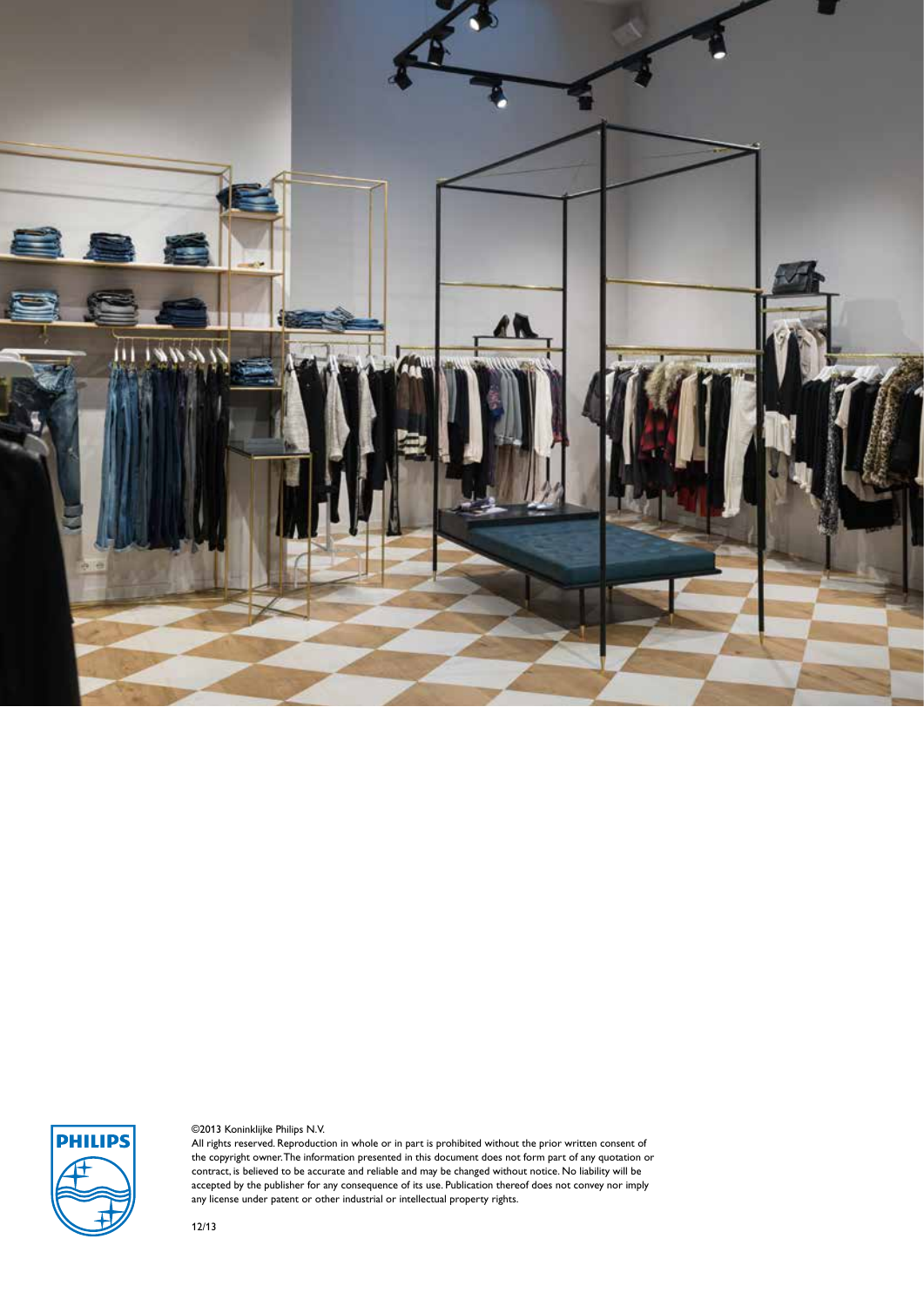©2013 Koninklijke Philips N.V.
All rights reserved. Reproduction in whole or in part is prohibited without the prior written consent of the copyright owner. The information presented in this document does not form part of any quotation or contract, is believed to be accurate and reliable and may be changed without notice. No liability will be accepted by the publisher for any consequence of its use. Publication thereof does not convey nor imply any license under patent or other industrial or intellectual property rights.

12/13